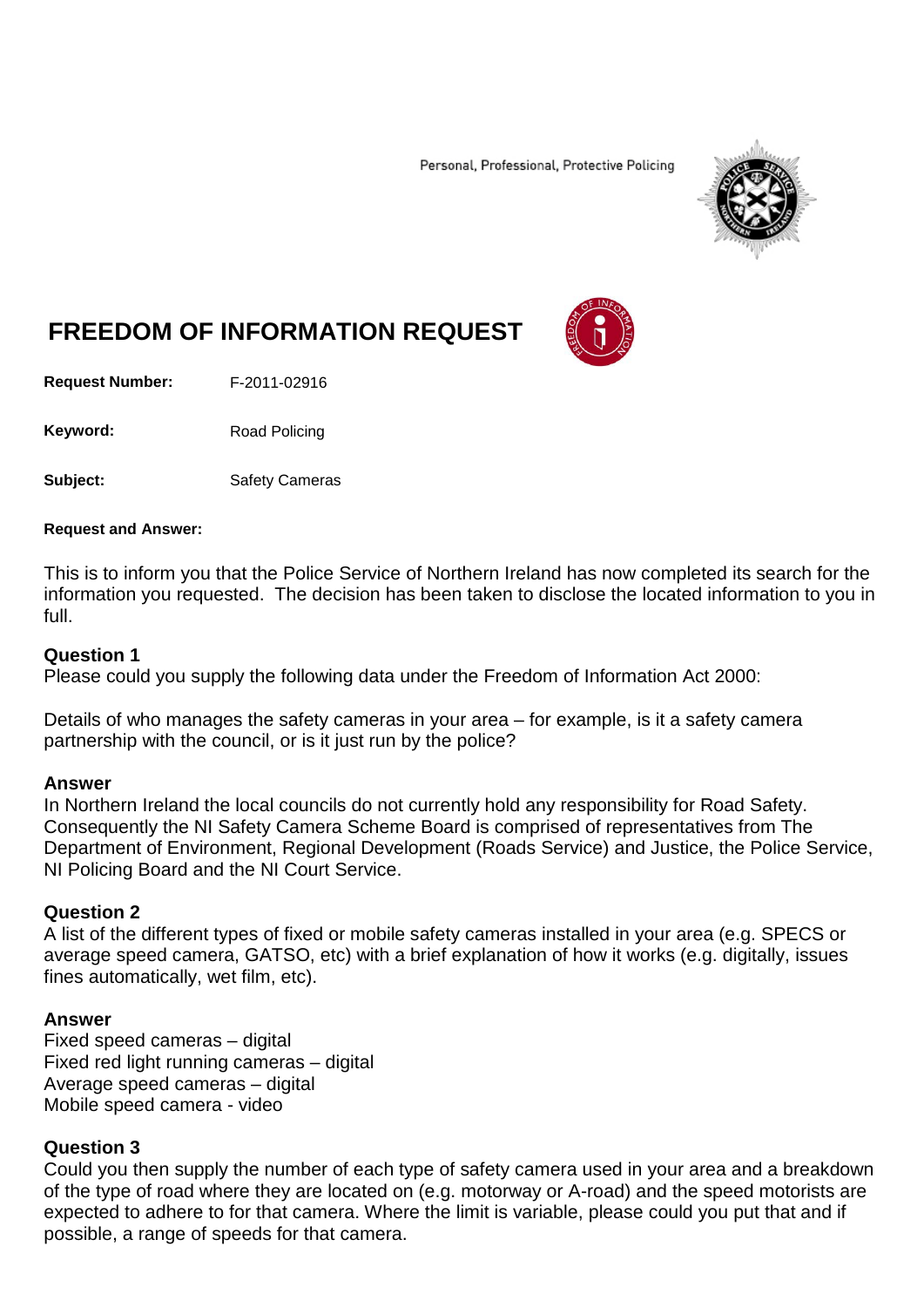Personal, Professional, Protective Policing

# FREEDOM OF INFORMATION REQUEST

**Request Number:** F-2011-02916

**Keyword:** Road Policing

**Subject:** Safety Cameras

**Request and Answer:**

This is to inform you that the Police Service of Northern Ireland has now completed its search for the information you requested. The decision has been taken to disclose the located information to you in full.

### Question 1

Please could you supply the following data under the Freedom of Information Act 2000:

Details of who manages the safety cameras in your area – for example, is it a safety camera partnership with the council, or is it just run by the police?

### Answer

In Northern Ireland the local councils do not currently hold any responsibility for Road Safety. Consequently the NI Safety Camera Scheme Board is comprised of representatives from The Department of Environment, Regional Development (Roads Service) and Justice, the Police Service, NI Policing Board and the NI Court Service.

### Question 2

A list of the different types of fixed or mobile safety cameras installed in your area (e.g. SPECS or average speed camera, GATSO, etc) with a brief explanation of how it works (e.g. digitally, issues fines automatically, wet film, etc).

### Answer

Fixed speed cameras – digital
Fixed red light running cameras – digital
Average speed cameras – digital
Mobile speed camera - video

### Question 3

Could you then supply the number of each type of safety camera used in your area and a breakdown of the type of road where they are located on (e.g. motorway or A-road) and the speed motorists are expected to adhere to for that camera. Where the limit is variable, please could you put that and if possible, a range of speeds for that camera.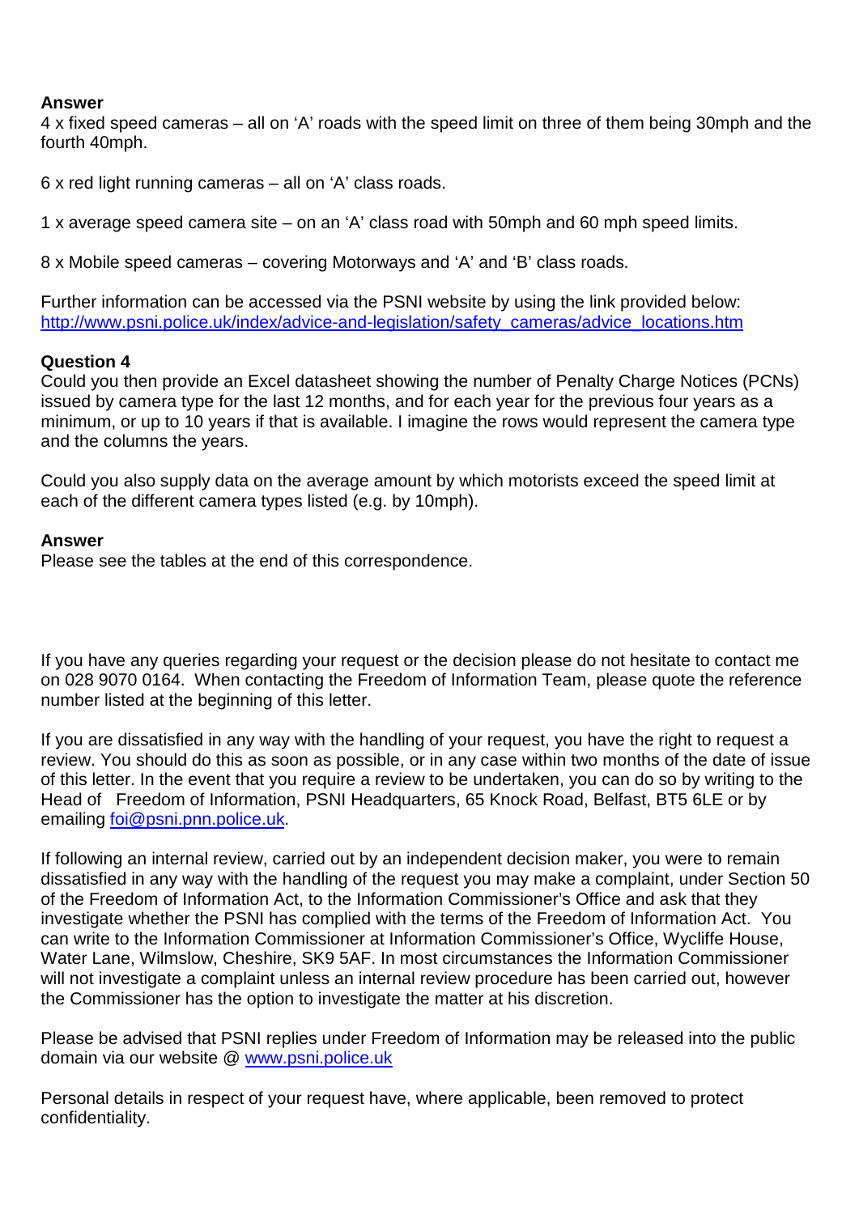**Answer**
4 x fixed speed cameras – all on 'A' roads with the speed limit on three of them being 30mph and the fourth 40mph.

6 x red light running cameras – all on 'A' class roads.

1 x average speed camera site – on an 'A' class road with 50mph and 60 mph speed limits.

8 x Mobile speed cameras – covering Motorways and 'A' and 'B' class roads.

Further information can be accessed via the PSNI website by using the link provided below:
[http://www.psni.police.uk/index/advice-and-legislation/safety_cameras/advice_locations.htm](http://www.psni.police.uk/index/advice-and-legislation/safety_cameras/advice_locations.htm)

**Question 4**
Could you then provide an Excel datasheet showing the number of Penalty Charge Notices (PCNs) issued by camera type for the last 12 months, and for each year for the previous four years as a minimum, or up to 10 years if that is available. I imagine the rows would represent the camera type and the columns the years.

Could you also supply data on the average amount by which motorists exceed the speed limit at each of the different camera types listed (e.g. by 10mph).

**Answer**
Please see the tables at the end of this correspondence.

If you have any queries regarding your request or the decision please do not hesitate to contact me on 028 9070 0164. When contacting the Freedom of Information Team, please quote the reference number listed at the beginning of this letter.

If you are dissatisfied in any way with the handling of your request, you have the right to request a review. You should do this as soon as possible, or in any case within two months of the date of issue of this letter. In the event that you require a review to be undertaken, you can do so by writing to the Head of Freedom of Information, PSNI Headquarters, 65 Knock Road, Belfast, BT5 6LE or by emailing [foi@psni.pnn.police.uk](mailto:foi@psni.pnn.police.uk).

If following an internal review, carried out by an independent decision maker, you were to remain dissatisfied in any way with the handling of the request you may make a complaint, under Section 50 of the Freedom of Information Act, to the Information Commissioner's Office and ask that they investigate whether the PSNI has complied with the terms of the Freedom of Information Act. You can write to the Information Commissioner at Information Commissioner's Office, Wycliffe House, Water Lane, Wilmslow, Cheshire, SK9 5AF. In most circumstances the Information Commissioner will not investigate a complaint unless an internal review procedure has been carried out, however the Commissioner has the option to investigate the matter at his discretion.

Please be advised that PSNI replies under Freedom of Information may be released into the public domain via our website @ [www.psni.police.uk](http://www.psni.police.uk)

Personal details in respect of your request have, where applicable, been removed to protect confidentiality.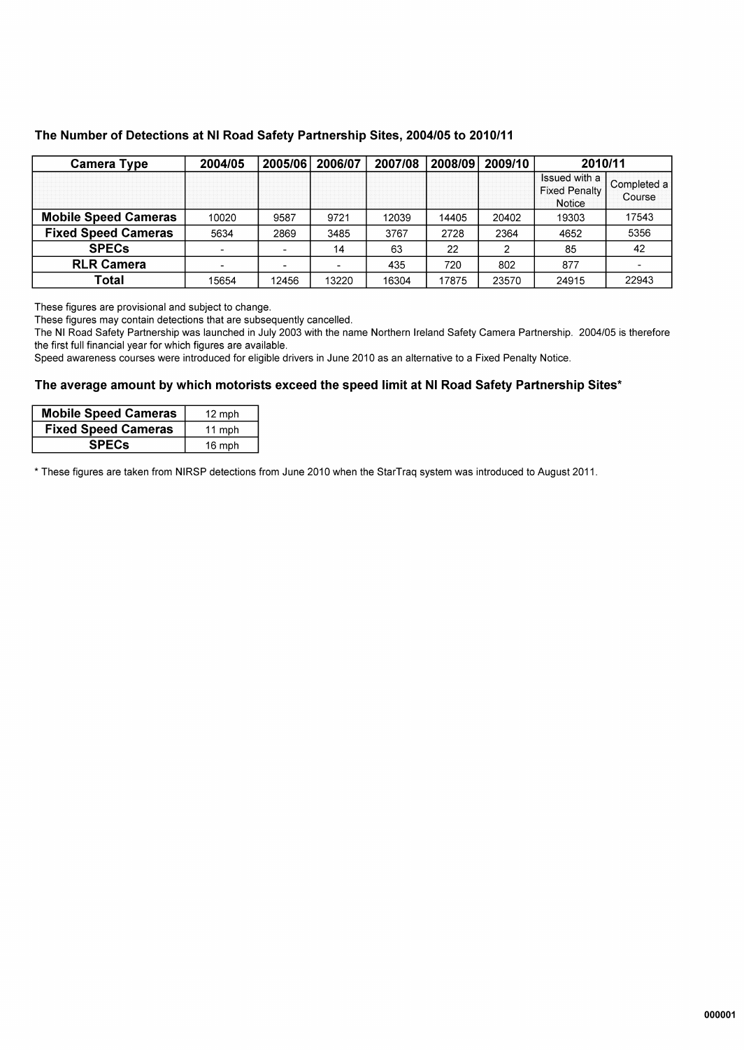### The Number of Detections at NI Road Safety Partnership Sites, 2004/05 to 2010/11

| Camera Type | 2004/05 | 2005/06 | 2006/07 | 2007/08 | 2008/09 | 2009/10 | 2010/11 | |
|---|---|---|---|---|---|---|---|---|
| | | | | | | | Issued with a Fixed Penalty Notice | Completed a Course |
| **Mobile Speed Cameras** | 10020 | 9587 | 9721 | 12039 | 14405 | 20402 | 19303 | 17543 |
| **Fixed Speed Cameras** | 5634 | 2869 | 3485 | 3767 | 2728 | 2364 | 4652 | 5356 |
| **SPECs** | - | - | 14 | 63 | 22 | 2 | 85 | 42 |
| **RLR Camera** | - | - | - | 435 | 720 | 802 | 877 | - |
| **Total** | 15654 | 12456 | 13220 | 16304 | 17875 | 23570 | 24915 | 22943 |

These figures are provisional and subject to change.
These figures may contain detections that are subsequently cancelled.
The NI Road Safety Partnership was launched in July 2003 with the name Northern Ireland Safety Camera Partnership. 2004/05 is therefore the first full financial year for which figures are available.
Speed awareness courses were introduced for eligible drivers in June 2010 as an alternative to a Fixed Penalty Notice.

### The average amount by which motorists exceed the speed limit at NI Road Safety Partnership Sites*

| | |
|---|---|
| **Mobile Speed Cameras** | 12 mph |
| **Fixed Speed Cameras** | 11 mph |
| **SPECs** | 16 mph |

* These figures are taken from NIRSP detections from June 2010 when the StarTraq system was introduced to August 2011.